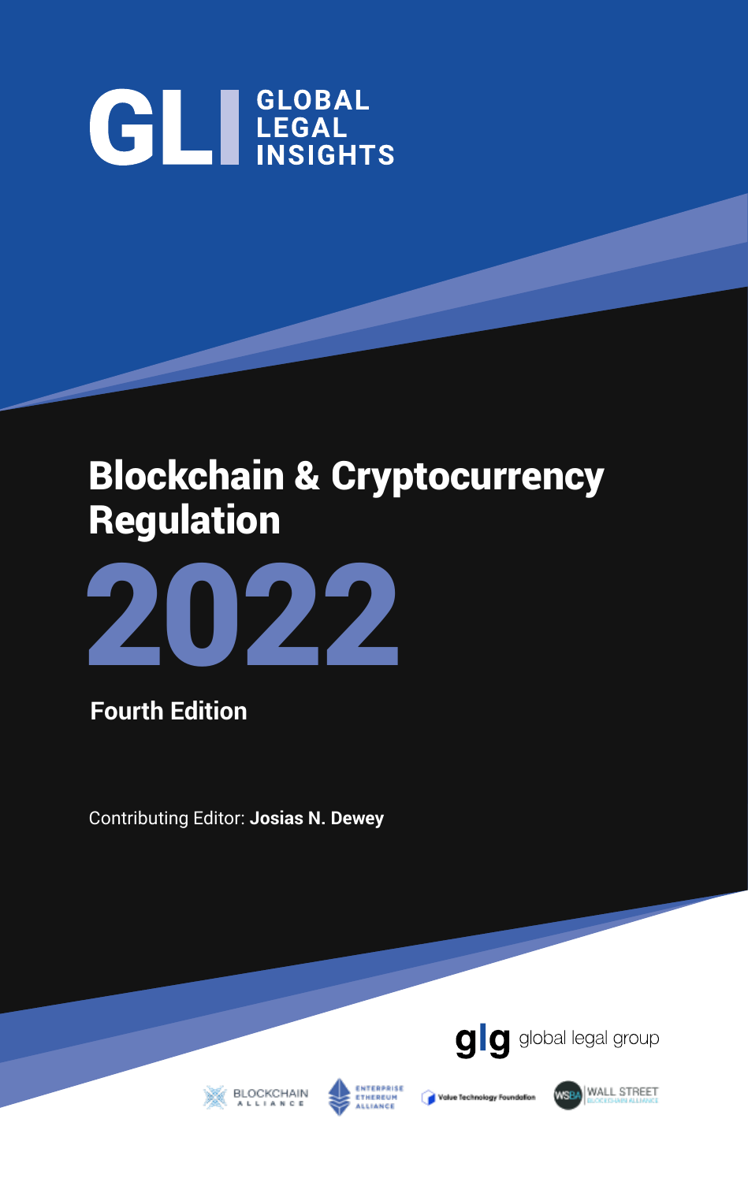GLI GLOBAL LEGAL INSIGHTS

# Blockchain & Cryptocurrency Regulation

# 2022

**Fourth Edition**

Contributing Editor: **Josias N. Dewey**

glg global legal group

BLOCKCHAIN ALLIANCE

ENTERPRISE ETHEREUM ALLIANCE

Value Technology Foundation

WSBA WALL STREET BLOCKCHAIN ALLIANCE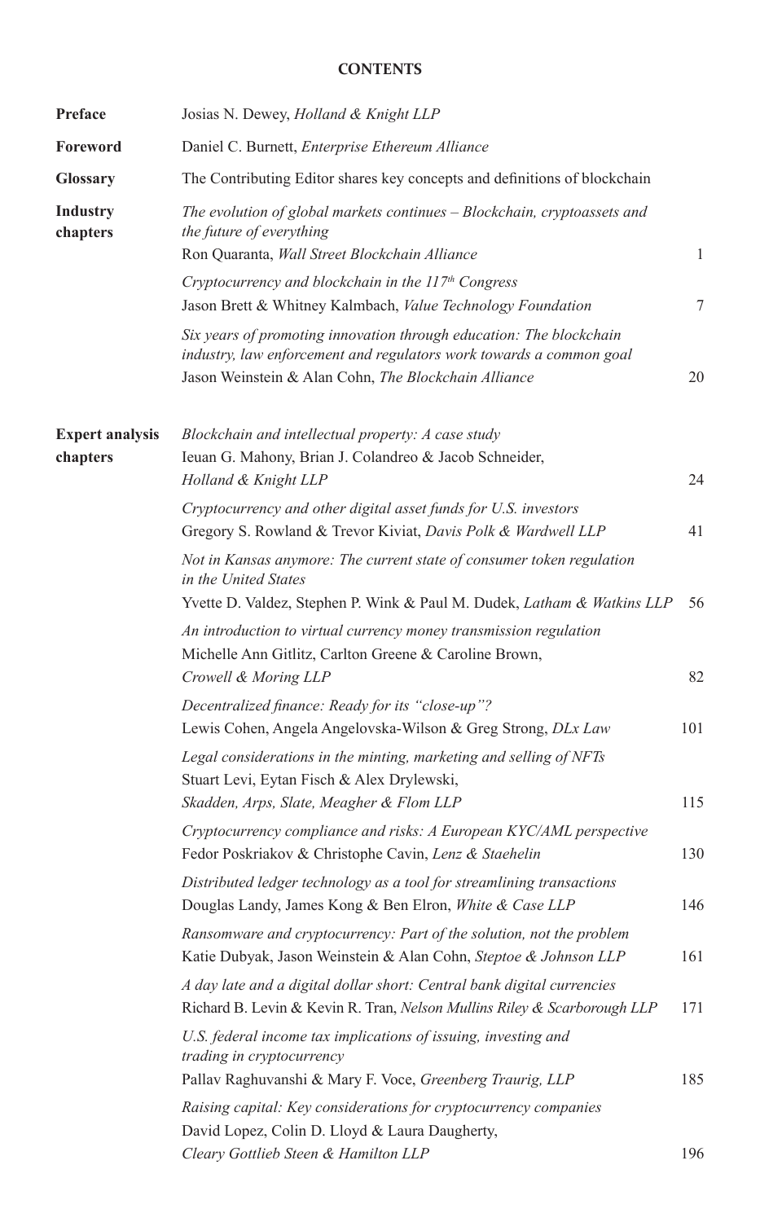## CONTENTS

| | | |
|---|---|---|
| **Preface** | Josias N. Dewey, *Holland & Knight LLP* | |
| **Foreword** | Daniel C. Burnett, *Enterprise Ethereum Alliance* | |
| **Glossary** | The Contributing Editor shares key concepts and definitions of blockchain | |
| **Industry chapters** | *The evolution of global markets continues – Blockchain, cryptoassets and the future of everything*<br>Ron Quaranta, *Wall Street Blockchain Alliance* | 1 |
| | *Cryptocurrency and blockchain in the 117th Congress*<br>Jason Brett & Whitney Kalmbach, *Value Technology Foundation* | 7 |
| | *Six years of promoting innovation through education: The blockchain industry, law enforcement and regulators work towards a common goal*<br>Jason Weinstein & Alan Cohn, *The Blockchain Alliance* | 20 |
| **Expert analysis chapters** | *Blockchain and intellectual property: A case study*<br>Ieuan G. Mahony, Brian J. Colandreo & Jacob Schneider, *Holland & Knight LLP* | 24 |
| | *Cryptocurrency and other digital asset funds for U.S. investors*<br>Gregory S. Rowland & Trevor Kiviat, *Davis Polk & Wardwell LLP* | 41 |
| | *Not in Kansas anymore: The current state of consumer token regulation in the United States*<br>Yvette D. Valdez, Stephen P. Wink & Paul M. Dudek, *Latham & Watkins LLP* | 56 |
| | *An introduction to virtual currency money transmission regulation*<br>Michelle Ann Gitlitz, Carlton Greene & Caroline Brown, *Crowell & Moring LLP* | 82 |
| | *Decentralized finance: Ready for its "close-up"?*<br>Lewis Cohen, Angela Angelovska-Wilson & Greg Strong, *DLx Law* | 101 |
| | *Legal considerations in the minting, marketing and selling of NFTs*<br>Stuart Levi, Eytan Fisch & Alex Drylewski, *Skadden, Arps, Slate, Meagher & Flom LLP* | 115 |
| | *Cryptocurrency compliance and risks: A European KYC/AML perspective*<br>Fedor Poskriakov & Christophe Cavin, *Lenz & Staehelin* | 130 |
| | *Distributed ledger technology as a tool for streamlining transactions*<br>Douglas Landy, James Kong & Ben Elron, *White & Case LLP* | 146 |
| | *Ransomware and cryptocurrency: Part of the solution, not the problem*<br>Katie Dubyak, Jason Weinstein & Alan Cohn, *Steptoe & Johnson LLP* | 161 |
| | *A day late and a digital dollar short: Central bank digital currencies*<br>Richard B. Levin & Kevin R. Tran, *Nelson Mullins Riley & Scarborough LLP* | 171 |
| | *U.S. federal income tax implications of issuing, investing and trading in cryptocurrency*<br>Pallav Raghuvanshi & Mary F. Voce, *Greenberg Traurig, LLP* | 185 |
| | *Raising capital: Key considerations for cryptocurrency companies*<br>David Lopez, Colin D. Lloyd & Laura Daugherty, *Cleary Gottlieb Steen & Hamilton LLP* | 196 |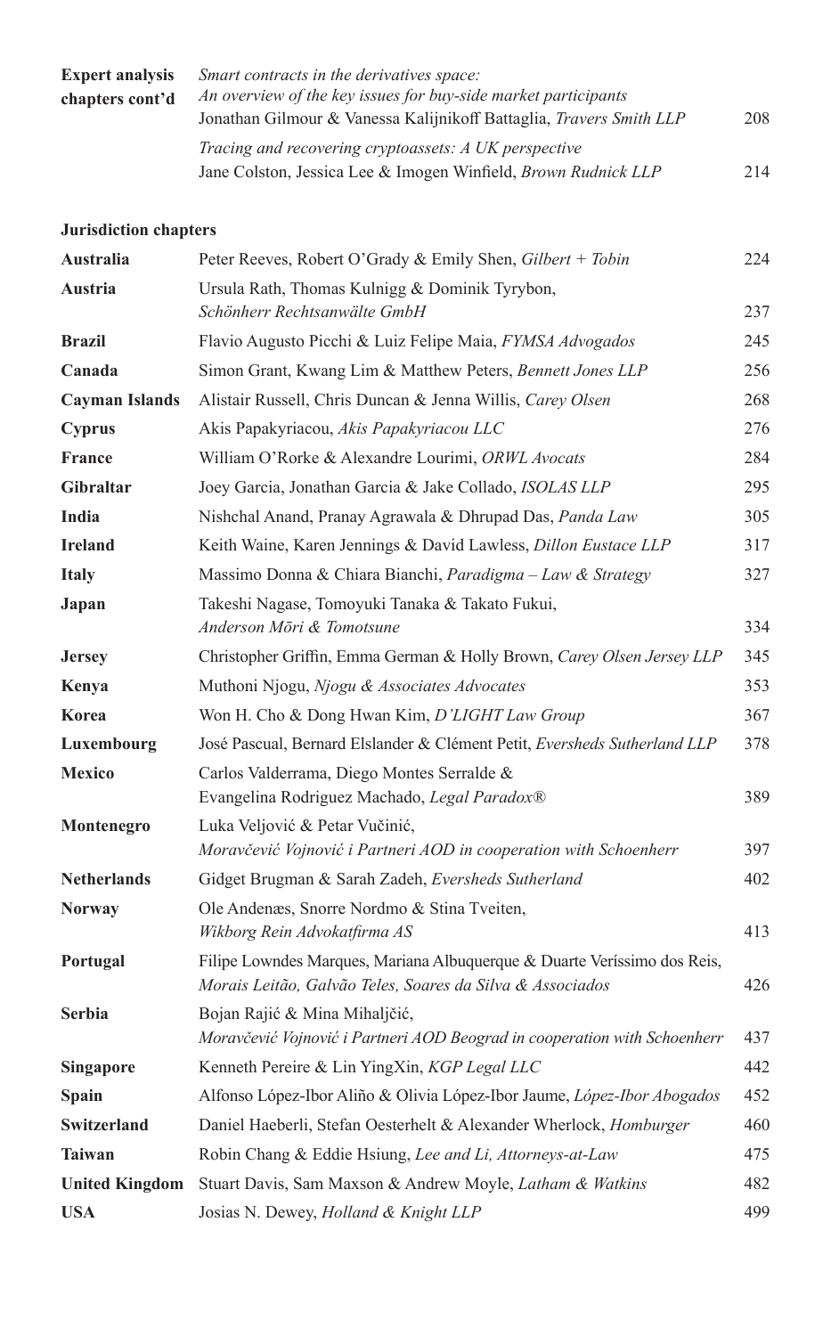| | | |
|---|---|---|
| **Expert analysis chapters cont'd** | *Smart contracts in the derivatives space: An overview of the key issues for buy-side market participants*<br>Jonathan Gilmour & Vanessa Kalijnikoff Battaglia, *Travers Smith LLP* | 208 |
| | *Tracing and recovering cryptoassets: A UK perspective*<br>Jane Colston, Jessica Lee & Imogen Winfield, *Brown Rudnick LLP* | 214 |

**Jurisdiction chapters**

| | | |
|---|---|---|
| **Australia** | Peter Reeves, Robert O'Grady & Emily Shen, *Gilbert + Tobin* | 224 |
| **Austria** | Ursula Rath, Thomas Kulnigg & Dominik Tyrybon, *Schönherr Rechtsanwälte GmbH* | 237 |
| **Brazil** | Flavio Augusto Picchi & Luiz Felipe Maia, *FYMSA Advogados* | 245 |
| **Canada** | Simon Grant, Kwang Lim & Matthew Peters, *Bennett Jones LLP* | 256 |
| **Cayman Islands** | Alistair Russell, Chris Duncan & Jenna Willis, *Carey Olsen* | 268 |
| **Cyprus** | Akis Papakyriacou, *Akis Papakyriacou LLC* | 276 |
| **France** | William O'Rorke & Alexandre Lourimi, *ORWL Avocats* | 284 |
| **Gibraltar** | Joey Garcia, Jonathan Garcia & Jake Collado, *ISOLAS LLP* | 295 |
| **India** | Nishchal Anand, Pranay Agrawala & Dhrupad Das, *Panda Law* | 305 |
| **Ireland** | Keith Waine, Karen Jennings & David Lawless, *Dillon Eustace LLP* | 317 |
| **Italy** | Massimo Donna & Chiara Bianchi, *Paradigma – Law & Strategy* | 327 |
| **Japan** | Takeshi Nagase, Tomoyuki Tanaka & Takato Fukui, *Anderson Mōri & Tomotsune* | 334 |
| **Jersey** | Christopher Griffin, Emma German & Holly Brown, *Carey Olsen Jersey LLP* | 345 |
| **Kenya** | Muthoni Njogu, *Njogu & Associates Advocates* | 353 |
| **Korea** | Won H. Cho & Dong Hwan Kim, *D'LIGHT Law Group* | 367 |
| **Luxembourg** | José Pascual, Bernard Elslander & Clément Petit, *Eversheds Sutherland LLP* | 378 |
| **Mexico** | Carlos Valderrama, Diego Montes Serralde & Evangelina Rodriguez Machado, *Legal Paradox®* | 389 |
| **Montenegro** | Luka Veljović & Petar Vučinić, *Moravčević Vojnović i Partneri AOD in cooperation with Schoenherr* | 397 |
| **Netherlands** | Gidget Brugman & Sarah Zadeh, *Eversheds Sutherland* | 402 |
| **Norway** | Ole Andenæs, Snorre Nordmo & Stina Tveiten, *Wikborg Rein Advokatfirma AS* | 413 |
| **Portugal** | Filipe Lowndes Marques, Mariana Albuquerque & Duarte Veríssimo dos Reis, *Morais Leitão, Galvão Teles, Soares da Silva & Associados* | 426 |
| **Serbia** | Bojan Rajić & Mina Mihaljčić, *Moravčević Vojnović i Partneri AOD Beograd in cooperation with Schoenherr* | 437 |
| **Singapore** | Kenneth Pereire & Lin YingXin, *KGP Legal LLC* | 442 |
| **Spain** | Alfonso López-Ibor Aliño & Olivia López-Ibor Jaume, *López-Ibor Abogados* | 452 |
| **Switzerland** | Daniel Haeberli, Stefan Oesterhelt & Alexander Wherlock, *Homburger* | 460 |
| **Taiwan** | Robin Chang & Eddie Hsiung, *Lee and Li, Attorneys-at-Law* | 475 |
| **United Kingdom** | Stuart Davis, Sam Maxson & Andrew Moyle, *Latham & Watkins* | 482 |
| **USA** | Josias N. Dewey, *Holland & Knight LLP* | 499 |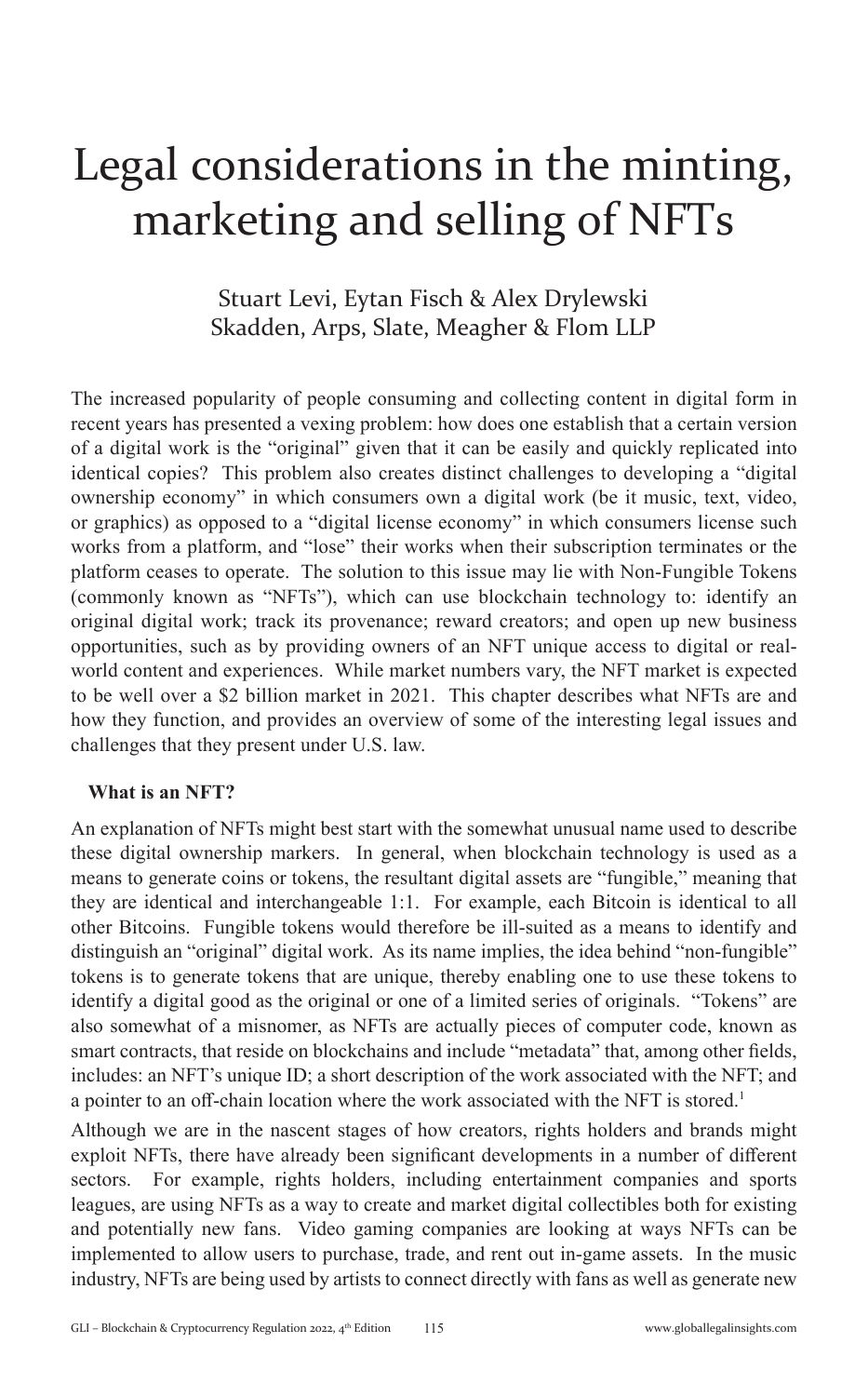# Legal considerations in the minting, marketing and selling of NFTs

Stuart Levi, Eytan Fisch & Alex Drylewski
Skadden, Arps, Slate, Meagher & Flom LLP

The increased popularity of people consuming and collecting content in digital form in recent years has presented a vexing problem: how does one establish that a certain version of a digital work is the "original" given that it can be easily and quickly replicated into identical copies? This problem also creates distinct challenges to developing a "digital ownership economy" in which consumers own a digital work (be it music, text, video, or graphics) as opposed to a "digital license economy" in which consumers license such works from a platform, and "lose" their works when their subscription terminates or the platform ceases to operate. The solution to this issue may lie with Non-Fungible Tokens (commonly known as "NFTs"), which can use blockchain technology to: identify an original digital work; track its provenance; reward creators; and open up new business opportunities, such as by providing owners of an NFT unique access to digital or real-world content and experiences. While market numbers vary, the NFT market is expected to be well over a $2 billion market in 2021. This chapter describes what NFTs are and how they function, and provides an overview of some of the interesting legal issues and challenges that they present under U.S. law.

**What is an NFT?**

An explanation of NFTs might best start with the somewhat unusual name used to describe these digital ownership markers. In general, when blockchain technology is used as a means to generate coins or tokens, the resultant digital assets are "fungible," meaning that they are identical and interchangeable 1:1. For example, each Bitcoin is identical to all other Bitcoins. Fungible tokens would therefore be ill-suited as a means to identify and distinguish an "original" digital work. As its name implies, the idea behind "non-fungible" tokens is to generate tokens that are unique, thereby enabling one to use these tokens to identify a digital good as the original or one of a limited series of originals. "Tokens" are also somewhat of a misnomer, as NFTs are actually pieces of computer code, known as smart contracts, that reside on blockchains and include "metadata" that, among other fields, includes: an NFT's unique ID; a short description of the work associated with the NFT; and a pointer to an off-chain location where the work associated with the NFT is stored.[1]

Although we are in the nascent stages of how creators, rights holders and brands might exploit NFTs, there have already been significant developments in a number of different sectors. For example, rights holders, including entertainment companies and sports leagues, are using NFTs as a way to create and market digital collectibles both for existing and potentially new fans. Video gaming companies are looking at ways NFTs can be implemented to allow users to purchase, trade, and rent out in-game assets. In the music industry, NFTs are being used by artists to connect directly with fans as well as generate new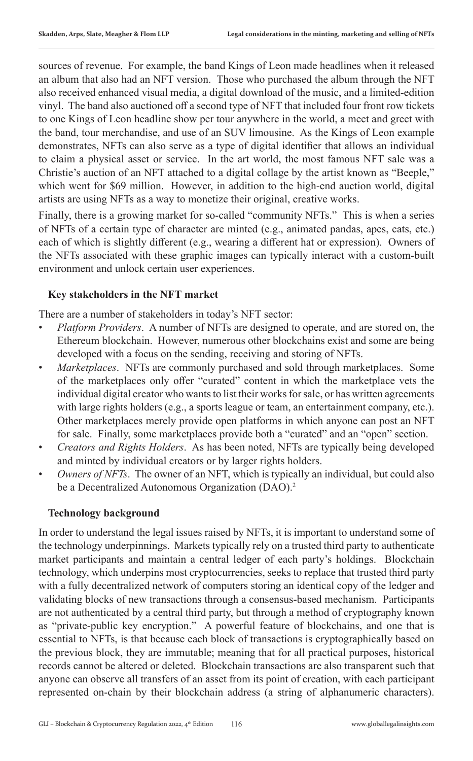sources of revenue. For example, the band Kings of Leon made headlines when it released an album that also had an NFT version. Those who purchased the album through the NFT also received enhanced visual media, a digital download of the music, and a limited-edition vinyl. The band also auctioned off a second type of NFT that included four front row tickets to one Kings of Leon headline show per tour anywhere in the world, a meet and greet with the band, tour merchandise, and use of an SUV limousine. As the Kings of Leon example demonstrates, NFTs can also serve as a type of digital identifier that allows an individual to claim a physical asset or service. In the art world, the most famous NFT sale was a Christie's auction of an NFT attached to a digital collage by the artist known as "Beeple," which went for $69 million. However, in addition to the high-end auction world, digital artists are using NFTs as a way to monetize their original, creative works.

Finally, there is a growing market for so-called "community NFTs." This is when a series of NFTs of a certain type of character are minted (e.g., animated pandas, apes, cats, etc.) each of which is slightly different (e.g., wearing a different hat or expression). Owners of the NFTs associated with these graphic images can typically interact with a custom-built environment and unlock certain user experiences.

## Key stakeholders in the NFT market

There are a number of stakeholders in today's NFT sector:

- *Platform Providers*. A number of NFTs are designed to operate, and are stored on, the Ethereum blockchain. However, numerous other blockchains exist and some are being developed with a focus on the sending, receiving and storing of NFTs.
- *Marketplaces*. NFTs are commonly purchased and sold through marketplaces. Some of the marketplaces only offer "curated" content in which the marketplace vets the individual digital creator who wants to list their works for sale, or has written agreements with large rights holders (e.g., a sports league or team, an entertainment company, etc.). Other marketplaces merely provide open platforms in which anyone can post an NFT for sale. Finally, some marketplaces provide both a "curated" and an "open" section.
- *Creators and Rights Holders*. As has been noted, NFTs are typically being developed and minted by individual creators or by larger rights holders.
- *Owners of NFTs*. The owner of an NFT, which is typically an individual, but could also be a Decentralized Autonomous Organization (DAO).[2]

## Technology background

In order to understand the legal issues raised by NFTs, it is important to understand some of the technology underpinnings. Markets typically rely on a trusted third party to authenticate market participants and maintain a central ledger of each party's holdings. Blockchain technology, which underpins most cryptocurrencies, seeks to replace that trusted third party with a fully decentralized network of computers storing an identical copy of the ledger and validating blocks of new transactions through a consensus-based mechanism. Participants are not authenticated by a central third party, but through a method of cryptography known as "private-public key encryption." A powerful feature of blockchains, and one that is essential to NFTs, is that because each block of transactions is cryptographically based on the previous block, they are immutable; meaning that for all practical purposes, historical records cannot be altered or deleted. Blockchain transactions are also transparent such that anyone can observe all transfers of an asset from its point of creation, with each participant represented on-chain by their blockchain address (a string of alphanumeric characters).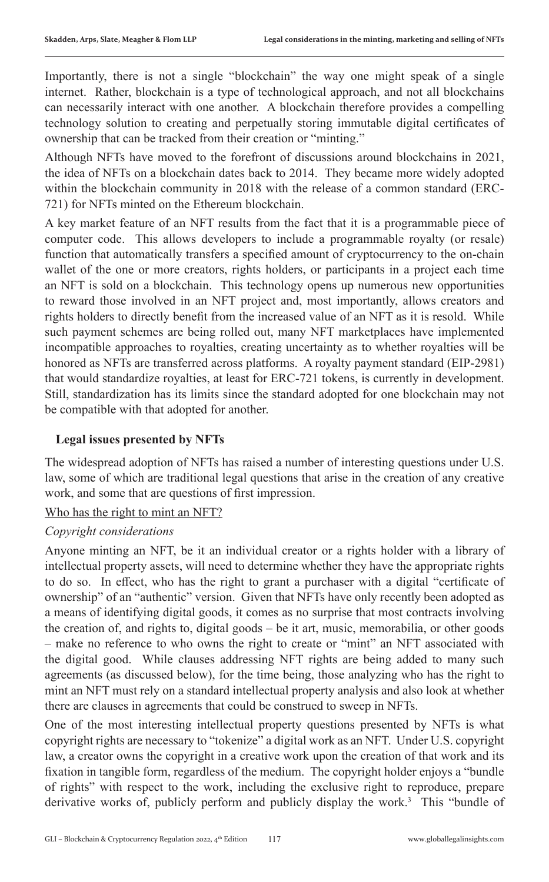Importantly, there is not a single "blockchain" the way one might speak of a single internet. Rather, blockchain is a type of technological approach, and not all blockchains can necessarily interact with one another. A blockchain therefore provides a compelling technology solution to creating and perpetually storing immutable digital certificates of ownership that can be tracked from their creation or "minting."

Although NFTs have moved to the forefront of discussions around blockchains in 2021, the idea of NFTs on a blockchain dates back to 2014. They became more widely adopted within the blockchain community in 2018 with the release of a common standard (ERC-721) for NFTs minted on the Ethereum blockchain.

A key market feature of an NFT results from the fact that it is a programmable piece of computer code. This allows developers to include a programmable royalty (or resale) function that automatically transfers a specified amount of cryptocurrency to the on-chain wallet of the one or more creators, rights holders, or participants in a project each time an NFT is sold on a blockchain. This technology opens up numerous new opportunities to reward those involved in an NFT project and, most importantly, allows creators and rights holders to directly benefit from the increased value of an NFT as it is resold. While such payment schemes are being rolled out, many NFT marketplaces have implemented incompatible approaches to royalties, creating uncertainty as to whether royalties will be honored as NFTs are transferred across platforms. A royalty payment standard (EIP-2981) that would standardize royalties, at least for ERC-721 tokens, is currently in development. Still, standardization has its limits since the standard adopted for one blockchain may not be compatible with that adopted for another.

## Legal issues presented by NFTs

The widespread adoption of NFTs has raised a number of interesting questions under U.S. law, some of which are traditional legal questions that arise in the creation of any creative work, and some that are questions of first impression.

### Who has the right to mint an NFT?

#### *Copyright considerations*

Anyone minting an NFT, be it an individual creator or a rights holder with a library of intellectual property assets, will need to determine whether they have the appropriate rights to do so. In effect, who has the right to grant a purchaser with a digital "certificate of ownership" of an "authentic" version. Given that NFTs have only recently been adopted as a means of identifying digital goods, it comes as no surprise that most contracts involving the creation of, and rights to, digital goods – be it art, music, memorabilia, or other goods – make no reference to who owns the right to create or "mint" an NFT associated with the digital good. While clauses addressing NFT rights are being added to many such agreements (as discussed below), for the time being, those analyzing who has the right to mint an NFT must rely on a standard intellectual property analysis and also look at whether there are clauses in agreements that could be construed to sweep in NFTs.

One of the most interesting intellectual property questions presented by NFTs is what copyright rights are necessary to "tokenize" a digital work as an NFT. Under U.S. copyright law, a creator owns the copyright in a creative work upon the creation of that work and its fixation in tangible form, regardless of the medium. The copyright holder enjoys a "bundle of rights" with respect to the work, including the exclusive right to reproduce, prepare derivative works of, publicly perform and publicly display the work.[3] This "bundle of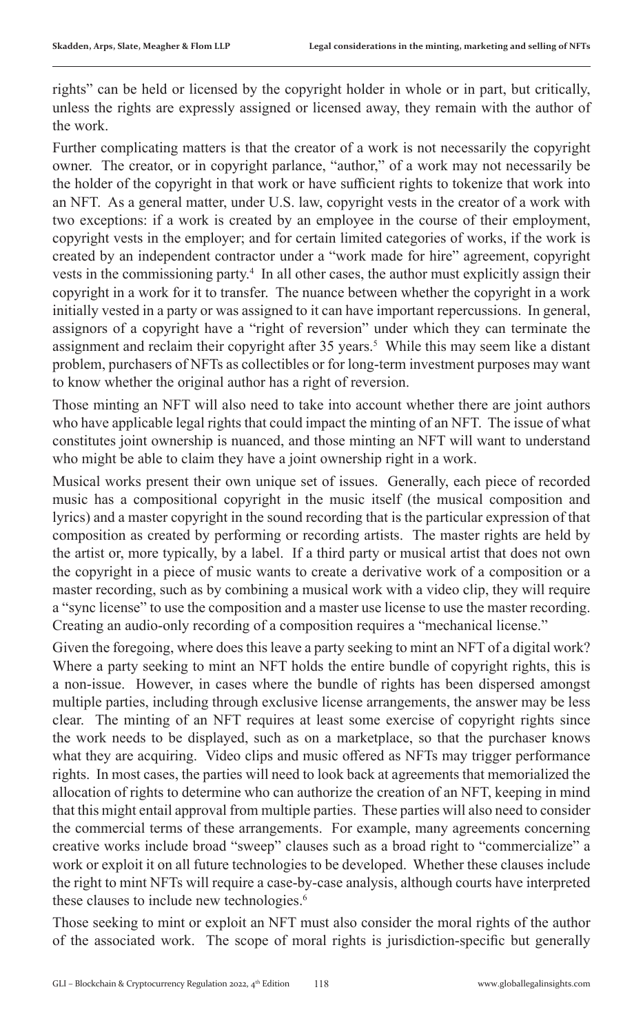rights" can be held or licensed by the copyright holder in whole or in part, but critically, unless the rights are expressly assigned or licensed away, they remain with the author of the work.

Further complicating matters is that the creator of a work is not necessarily the copyright owner. The creator, or in copyright parlance, "author," of a work may not necessarily be the holder of the copyright in that work or have sufficient rights to tokenize that work into an NFT. As a general matter, under U.S. law, copyright vests in the creator of a work with two exceptions: if a work is created by an employee in the course of their employment, copyright vests in the employer; and for certain limited categories of works, if the work is created by an independent contractor under a "work made for hire" agreement, copyright vests in the commissioning party.[4] In all other cases, the author must explicitly assign their copyright in a work for it to transfer. The nuance between whether the copyright in a work initially vested in a party or was assigned to it can have important repercussions. In general, assignors of a copyright have a "right of reversion" under which they can terminate the assignment and reclaim their copyright after 35 years.[5] While this may seem like a distant problem, purchasers of NFTs as collectibles or for long-term investment purposes may want to know whether the original author has a right of reversion.

Those minting an NFT will also need to take into account whether there are joint authors who have applicable legal rights that could impact the minting of an NFT. The issue of what constitutes joint ownership is nuanced, and those minting an NFT will want to understand who might be able to claim they have a joint ownership right in a work.

Musical works present their own unique set of issues. Generally, each piece of recorded music has a compositional copyright in the music itself (the musical composition and lyrics) and a master copyright in the sound recording that is the particular expression of that composition as created by performing or recording artists. The master rights are held by the artist or, more typically, by a label. If a third party or musical artist that does not own the copyright in a piece of music wants to create a derivative work of a composition or a master recording, such as by combining a musical work with a video clip, they will require a "sync license" to use the composition and a master use license to use the master recording. Creating an audio-only recording of a composition requires a "mechanical license."

Given the foregoing, where does this leave a party seeking to mint an NFT of a digital work? Where a party seeking to mint an NFT holds the entire bundle of copyright rights, this is a non-issue. However, in cases where the bundle of rights has been dispersed amongst multiple parties, including through exclusive license arrangements, the answer may be less clear. The minting of an NFT requires at least some exercise of copyright rights since the work needs to be displayed, such as on a marketplace, so that the purchaser knows what they are acquiring. Video clips and music offered as NFTs may trigger performance rights. In most cases, the parties will need to look back at agreements that memorialized the allocation of rights to determine who can authorize the creation of an NFT, keeping in mind that this might entail approval from multiple parties. These parties will also need to consider the commercial terms of these arrangements. For example, many agreements concerning creative works include broad "sweep" clauses such as a broad right to "commercialize" a work or exploit it on all future technologies to be developed. Whether these clauses include the right to mint NFTs will require a case-by-case analysis, although courts have interpreted these clauses to include new technologies.[6]

Those seeking to mint or exploit an NFT must also consider the moral rights of the author of the associated work. The scope of moral rights is jurisdiction-specific but generally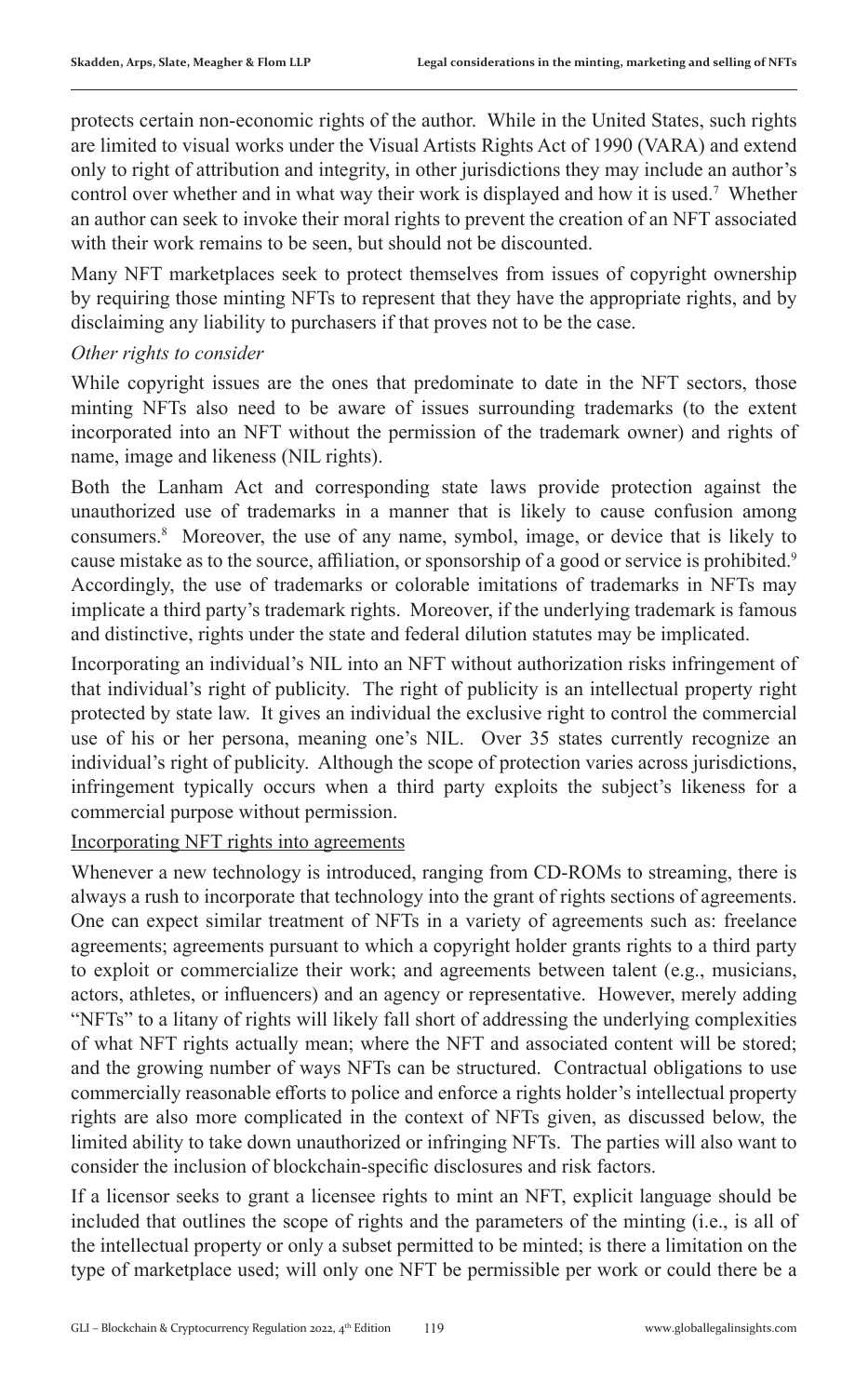protects certain non-economic rights of the author. While in the United States, such rights are limited to visual works under the Visual Artists Rights Act of 1990 (VARA) and extend only to right of attribution and integrity, in other jurisdictions they may include an author's control over whether and in what way their work is displayed and how it is used.[7] Whether an author can seek to invoke their moral rights to prevent the creation of an NFT associated with their work remains to be seen, but should not be discounted.

Many NFT marketplaces seek to protect themselves from issues of copyright ownership by requiring those minting NFTs to represent that they have the appropriate rights, and by disclaiming any liability to purchasers if that proves not to be the case.

*Other rights to consider*

While copyright issues are the ones that predominate to date in the NFT sectors, those minting NFTs also need to be aware of issues surrounding trademarks (to the extent incorporated into an NFT without the permission of the trademark owner) and rights of name, image and likeness (NIL rights).

Both the Lanham Act and corresponding state laws provide protection against the unauthorized use of trademarks in a manner that is likely to cause confusion among consumers.[8] Moreover, the use of any name, symbol, image, or device that is likely to cause mistake as to the source, affiliation, or sponsorship of a good or service is prohibited.[9] Accordingly, the use of trademarks or colorable imitations of trademarks in NFTs may implicate a third party's trademark rights. Moreover, if the underlying trademark is famous and distinctive, rights under the state and federal dilution statutes may be implicated.

Incorporating an individual's NIL into an NFT without authorization risks infringement of that individual's right of publicity. The right of publicity is an intellectual property right protected by state law. It gives an individual the exclusive right to control the commercial use of his or her persona, meaning one's NIL. Over 35 states currently recognize an individual's right of publicity. Although the scope of protection varies across jurisdictions, infringement typically occurs when a third party exploits the subject's likeness for a commercial purpose without permission.

<u>Incorporating NFT rights into agreements</u>

Whenever a new technology is introduced, ranging from CD-ROMs to streaming, there is always a rush to incorporate that technology into the grant of rights sections of agreements. One can expect similar treatment of NFTs in a variety of agreements such as: freelance agreements; agreements pursuant to which a copyright holder grants rights to a third party to exploit or commercialize their work; and agreements between talent (e.g., musicians, actors, athletes, or influencers) and an agency or representative. However, merely adding "NFTs" to a litany of rights will likely fall short of addressing the underlying complexities of what NFT rights actually mean; where the NFT and associated content will be stored; and the growing number of ways NFTs can be structured. Contractual obligations to use commercially reasonable efforts to police and enforce a rights holder's intellectual property rights are also more complicated in the context of NFTs given, as discussed below, the limited ability to take down unauthorized or infringing NFTs. The parties will also want to consider the inclusion of blockchain-specific disclosures and risk factors.

If a licensor seeks to grant a licensee rights to mint an NFT, explicit language should be included that outlines the scope of rights and the parameters of the minting (i.e., is all of the intellectual property or only a subset permitted to be minted; is there a limitation on the type of marketplace used; will only one NFT be permissible per work or could there be a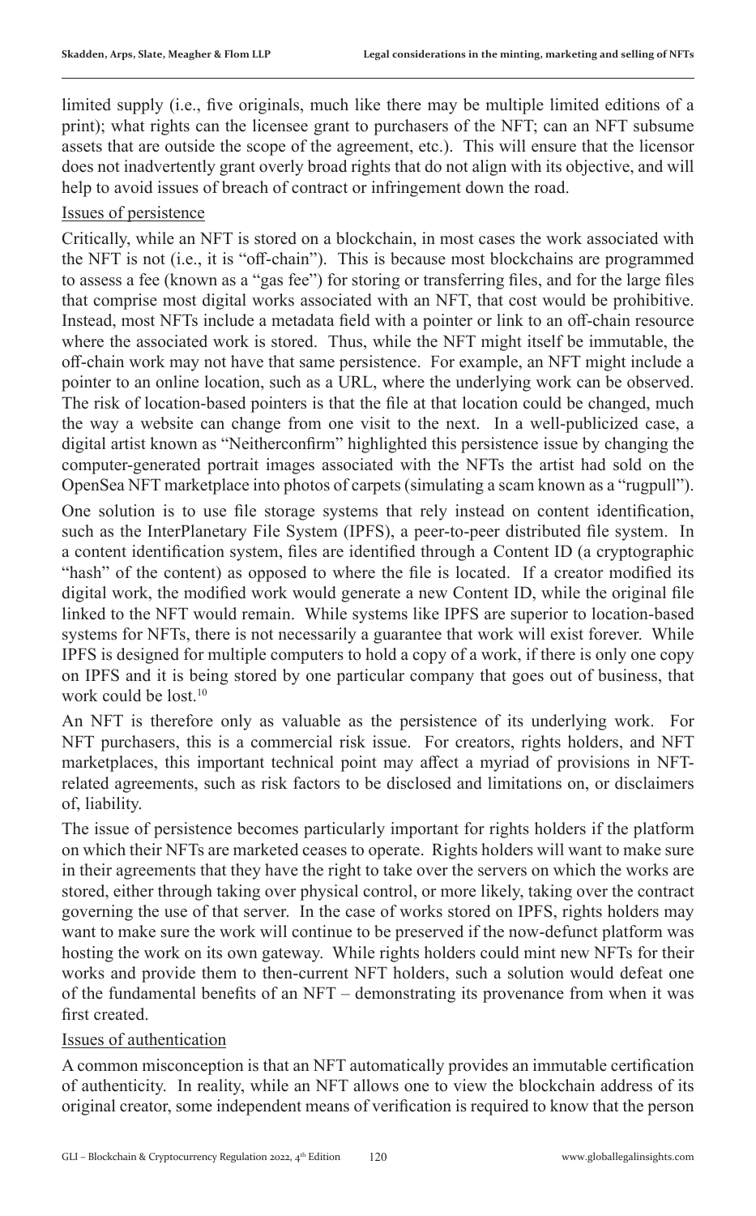limited supply (i.e., five originals, much like there may be multiple limited editions of a print); what rights can the licensee grant to purchasers of the NFT; can an NFT subsume assets that are outside the scope of the agreement, etc.). This will ensure that the licensor does not inadvertently grant overly broad rights that do not align with its objective, and will help to avoid issues of breach of contract or infringement down the road.

### Issues of persistence

Critically, while an NFT is stored on a blockchain, in most cases the work associated with the NFT is not (i.e., it is "off-chain"). This is because most blockchains are programmed to assess a fee (known as a "gas fee") for storing or transferring files, and for the large files that comprise most digital works associated with an NFT, that cost would be prohibitive. Instead, most NFTs include a metadata field with a pointer or link to an off-chain resource where the associated work is stored. Thus, while the NFT might itself be immutable, the off-chain work may not have that same persistence. For example, an NFT might include a pointer to an online location, such as a URL, where the underlying work can be observed. The risk of location-based pointers is that the file at that location could be changed, much the way a website can change from one visit to the next. In a well-publicized case, a digital artist known as "Neitherconfirm" highlighted this persistence issue by changing the computer-generated portrait images associated with the NFTs the artist had sold on the OpenSea NFT marketplace into photos of carpets (simulating a scam known as a "rugpull").

One solution is to use file storage systems that rely instead on content identification, such as the InterPlanetary File System (IPFS), a peer-to-peer distributed file system. In a content identification system, files are identified through a Content ID (a cryptographic "hash" of the content) as opposed to where the file is located. If a creator modified its digital work, the modified work would generate a new Content ID, while the original file linked to the NFT would remain. While systems like IPFS are superior to location-based systems for NFTs, there is not necessarily a guarantee that work will exist forever. While IPFS is designed for multiple computers to hold a copy of a work, if there is only one copy on IPFS and it is being stored by one particular company that goes out of business, that work could be lost.[10]

An NFT is therefore only as valuable as the persistence of its underlying work. For NFT purchasers, this is a commercial risk issue. For creators, rights holders, and NFT marketplaces, this important technical point may affect a myriad of provisions in NFT-related agreements, such as risk factors to be disclosed and limitations on, or disclaimers of, liability.

The issue of persistence becomes particularly important for rights holders if the platform on which their NFTs are marketed ceases to operate. Rights holders will want to make sure in their agreements that they have the right to take over the servers on which the works are stored, either through taking over physical control, or more likely, taking over the contract governing the use of that server. In the case of works stored on IPFS, rights holders may want to make sure the work will continue to be preserved if the now-defunct platform was hosting the work on its own gateway. While rights holders could mint new NFTs for their works and provide them to then-current NFT holders, such a solution would defeat one of the fundamental benefits of an NFT – demonstrating its provenance from when it was first created.

### Issues of authentication

A common misconception is that an NFT automatically provides an immutable certification of authenticity. In reality, while an NFT allows one to view the blockchain address of its original creator, some independent means of verification is required to know that the person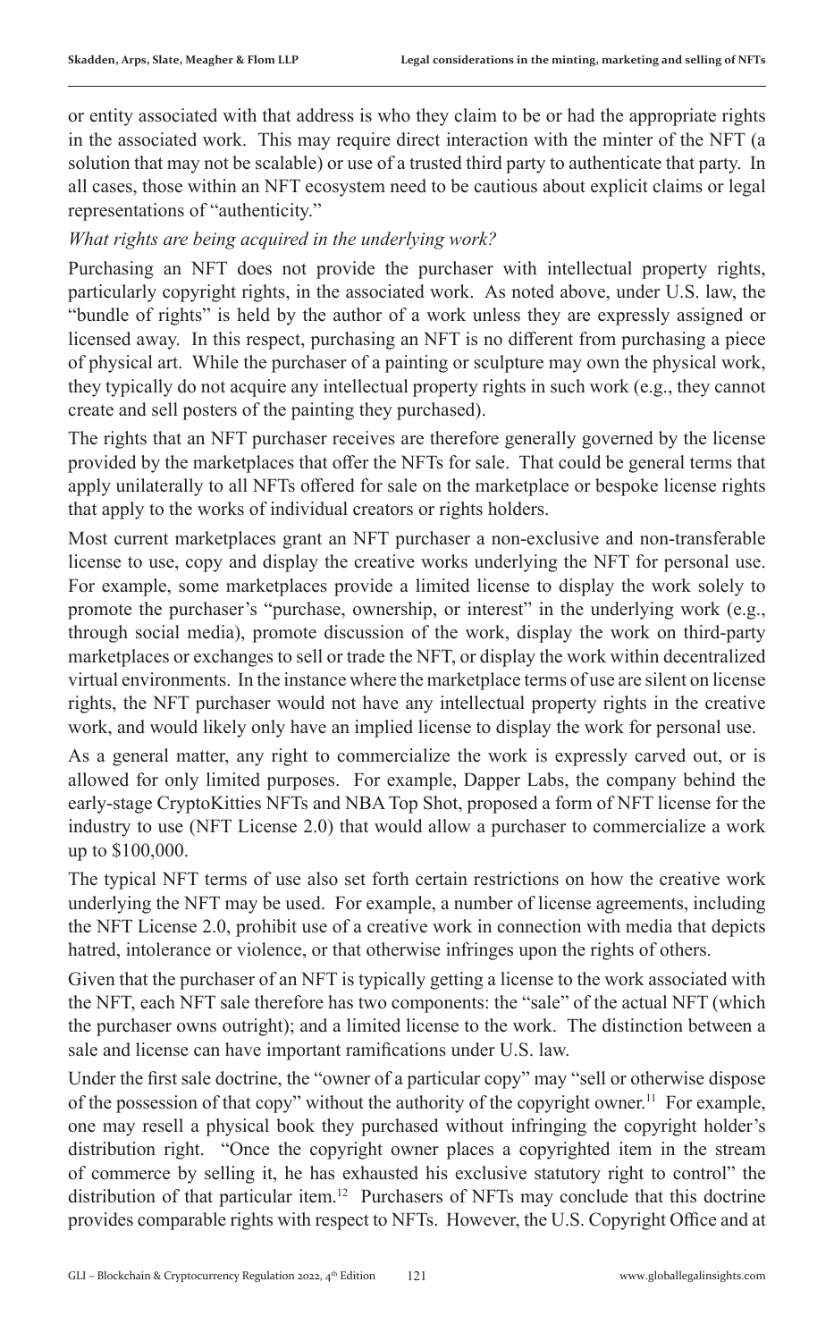or entity associated with that address is who they claim to be or had the appropriate rights in the associated work. This may require direct interaction with the minter of the NFT (a solution that may not be scalable) or use of a trusted third party to authenticate that party. In all cases, those within an NFT ecosystem need to be cautious about explicit claims or legal representations of "authenticity."

*What rights are being acquired in the underlying work?*

Purchasing an NFT does not provide the purchaser with intellectual property rights, particularly copyright rights, in the associated work. As noted above, under U.S. law, the "bundle of rights" is held by the author of a work unless they are expressly assigned or licensed away. In this respect, purchasing an NFT is no different from purchasing a piece of physical art. While the purchaser of a painting or sculpture may own the physical work, they typically do not acquire any intellectual property rights in such work (e.g., they cannot create and sell posters of the painting they purchased).

The rights that an NFT purchaser receives are therefore generally governed by the license provided by the marketplaces that offer the NFTs for sale. That could be general terms that apply unilaterally to all NFTs offered for sale on the marketplace or bespoke license rights that apply to the works of individual creators or rights holders.

Most current marketplaces grant an NFT purchaser a non-exclusive and non-transferable license to use, copy and display the creative works underlying the NFT for personal use. For example, some marketplaces provide a limited license to display the work solely to promote the purchaser's "purchase, ownership, or interest" in the underlying work (e.g., through social media), promote discussion of the work, display the work on third-party marketplaces or exchanges to sell or trade the NFT, or display the work within decentralized virtual environments. In the instance where the marketplace terms of use are silent on license rights, the NFT purchaser would not have any intellectual property rights in the creative work, and would likely only have an implied license to display the work for personal use.

As a general matter, any right to commercialize the work is expressly carved out, or is allowed for only limited purposes. For example, Dapper Labs, the company behind the early-stage CryptoKitties NFTs and NBA Top Shot, proposed a form of NFT license for the industry to use (NFT License 2.0) that would allow a purchaser to commercialize a work up to $100,000.

The typical NFT terms of use also set forth certain restrictions on how the creative work underlying the NFT may be used. For example, a number of license agreements, including the NFT License 2.0, prohibit use of a creative work in connection with media that depicts hatred, intolerance or violence, or that otherwise infringes upon the rights of others.

Given that the purchaser of an NFT is typically getting a license to the work associated with the NFT, each NFT sale therefore has two components: the "sale" of the actual NFT (which the purchaser owns outright); and a limited license to the work. The distinction between a sale and license can have important ramifications under U.S. law.

Under the first sale doctrine, the "owner of a particular copy" may "sell or otherwise dispose of the possession of that copy" without the authority of the copyright owner.[11] For example, one may resell a physical book they purchased without infringing the copyright holder's distribution right. "Once the copyright owner places a copyrighted item in the stream of commerce by selling it, he has exhausted his exclusive statutory right to control" the distribution of that particular item.[12] Purchasers of NFTs may conclude that this doctrine provides comparable rights with respect to NFTs. However, the U.S. Copyright Office and at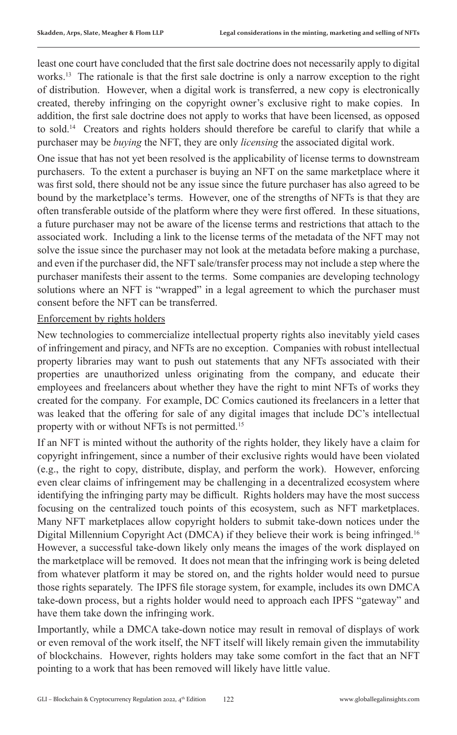least one court have concluded that the first sale doctrine does not necessarily apply to digital works.[13] The rationale is that the first sale doctrine is only a narrow exception to the right of distribution. However, when a digital work is transferred, a new copy is electronically created, thereby infringing on the copyright owner's exclusive right to make copies. In addition, the first sale doctrine does not apply to works that have been licensed, as opposed to sold.[14] Creators and rights holders should therefore be careful to clarify that while a purchaser may be *buying* the NFT, they are only *licensing* the associated digital work.

One issue that has not yet been resolved is the applicability of license terms to downstream purchasers. To the extent a purchaser is buying an NFT on the same marketplace where it was first sold, there should not be any issue since the future purchaser has also agreed to be bound by the marketplace's terms. However, one of the strengths of NFTs is that they are often transferable outside of the platform where they were first offered. In these situations, a future purchaser may not be aware of the license terms and restrictions that attach to the associated work. Including a link to the license terms of the metadata of the NFT may not solve the issue since the purchaser may not look at the metadata before making a purchase, and even if the purchaser did, the NFT sale/transfer process may not include a step where the purchaser manifests their assent to the terms. Some companies are developing technology solutions where an NFT is "wrapped" in a legal agreement to which the purchaser must consent before the NFT can be transferred.

<u>Enforcement by rights holders</u>

New technologies to commercialize intellectual property rights also inevitably yield cases of infringement and piracy, and NFTs are no exception. Companies with robust intellectual property libraries may want to push out statements that any NFTs associated with their properties are unauthorized unless originating from the company, and educate their employees and freelancers about whether they have the right to mint NFTs of works they created for the company. For example, DC Comics cautioned its freelancers in a letter that was leaked that the offering for sale of any digital images that include DC's intellectual property with or without NFTs is not permitted.[15]

If an NFT is minted without the authority of the rights holder, they likely have a claim for copyright infringement, since a number of their exclusive rights would have been violated (e.g., the right to copy, distribute, display, and perform the work). However, enforcing even clear claims of infringement may be challenging in a decentralized ecosystem where identifying the infringing party may be difficult. Rights holders may have the most success focusing on the centralized touch points of this ecosystem, such as NFT marketplaces. Many NFT marketplaces allow copyright holders to submit take-down notices under the Digital Millennium Copyright Act (DMCA) if they believe their work is being infringed.[16] However, a successful take-down likely only means the images of the work displayed on the marketplace will be removed. It does not mean that the infringing work is being deleted from whatever platform it may be stored on, and the rights holder would need to pursue those rights separately. The IPFS file storage system, for example, includes its own DMCA take-down process, but a rights holder would need to approach each IPFS "gateway" and have them take down the infringing work.

Importantly, while a DMCA take-down notice may result in removal of displays of work or even removal of the work itself, the NFT itself will likely remain given the immutability of blockchains. However, rights holders may take some comfort in the fact that an NFT pointing to a work that has been removed will likely have little value.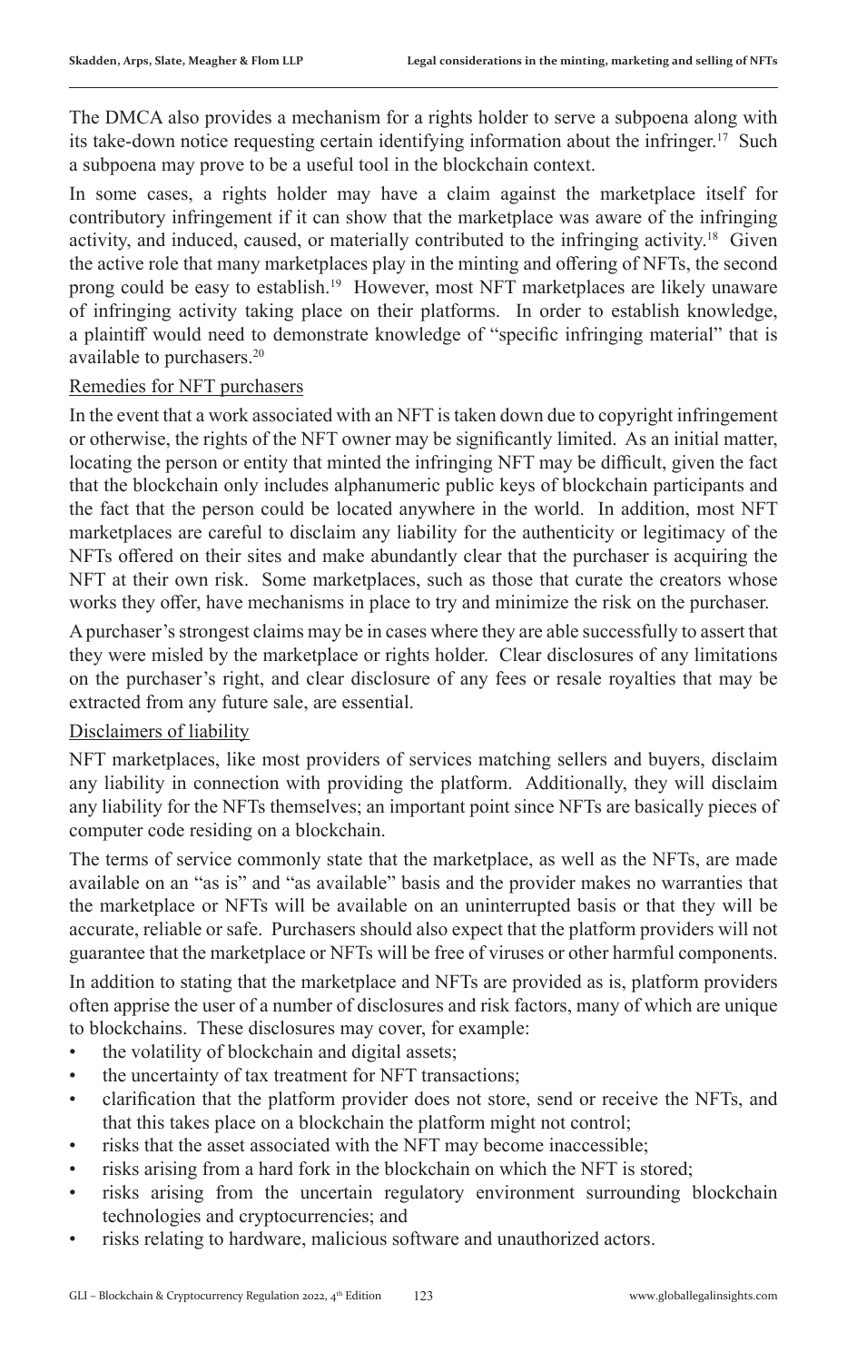The DMCA also provides a mechanism for a rights holder to serve a subpoena along with its take-down notice requesting certain identifying information about the infringer.[17] Such a subpoena may prove to be a useful tool in the blockchain context.

In some cases, a rights holder may have a claim against the marketplace itself for contributory infringement if it can show that the marketplace was aware of the infringing activity, and induced, caused, or materially contributed to the infringing activity.[18] Given the active role that many marketplaces play in the minting and offering of NFTs, the second prong could be easy to establish.[19] However, most NFT marketplaces are likely unaware of infringing activity taking place on their platforms. In order to establish knowledge, a plaintiff would need to demonstrate knowledge of "specific infringing material" that is available to purchasers.[20]

### Remedies for NFT purchasers

In the event that a work associated with an NFT is taken down due to copyright infringement or otherwise, the rights of the NFT owner may be significantly limited. As an initial matter, locating the person or entity that minted the infringing NFT may be difficult, given the fact that the blockchain only includes alphanumeric public keys of blockchain participants and the fact that the person could be located anywhere in the world. In addition, most NFT marketplaces are careful to disclaim any liability for the authenticity or legitimacy of the NFTs offered on their sites and make abundantly clear that the purchaser is acquiring the NFT at their own risk. Some marketplaces, such as those that curate the creators whose works they offer, have mechanisms in place to try and minimize the risk on the purchaser.

A purchaser's strongest claims may be in cases where they are able successfully to assert that they were misled by the marketplace or rights holder. Clear disclosures of any limitations on the purchaser's right, and clear disclosure of any fees or resale royalties that may be extracted from any future sale, are essential.

### Disclaimers of liability

NFT marketplaces, like most providers of services matching sellers and buyers, disclaim any liability in connection with providing the platform. Additionally, they will disclaim any liability for the NFTs themselves; an important point since NFTs are basically pieces of computer code residing on a blockchain.

The terms of service commonly state that the marketplace, as well as the NFTs, are made available on an "as is" and "as available" basis and the provider makes no warranties that the marketplace or NFTs will be available on an uninterrupted basis or that they will be accurate, reliable or safe. Purchasers should also expect that the platform providers will not guarantee that the marketplace or NFTs will be free of viruses or other harmful components.

In addition to stating that the marketplace and NFTs are provided as is, platform providers often apprise the user of a number of disclosures and risk factors, many of which are unique to blockchains. These disclosures may cover, for example:

- the volatility of blockchain and digital assets;
- the uncertainty of tax treatment for NFT transactions;
- clarification that the platform provider does not store, send or receive the NFTs, and that this takes place on a blockchain the platform might not control;
- risks that the asset associated with the NFT may become inaccessible;
- risks arising from a hard fork in the blockchain on which the NFT is stored;
- risks arising from the uncertain regulatory environment surrounding blockchain technologies and cryptocurrencies; and
- risks relating to hardware, malicious software and unauthorized actors.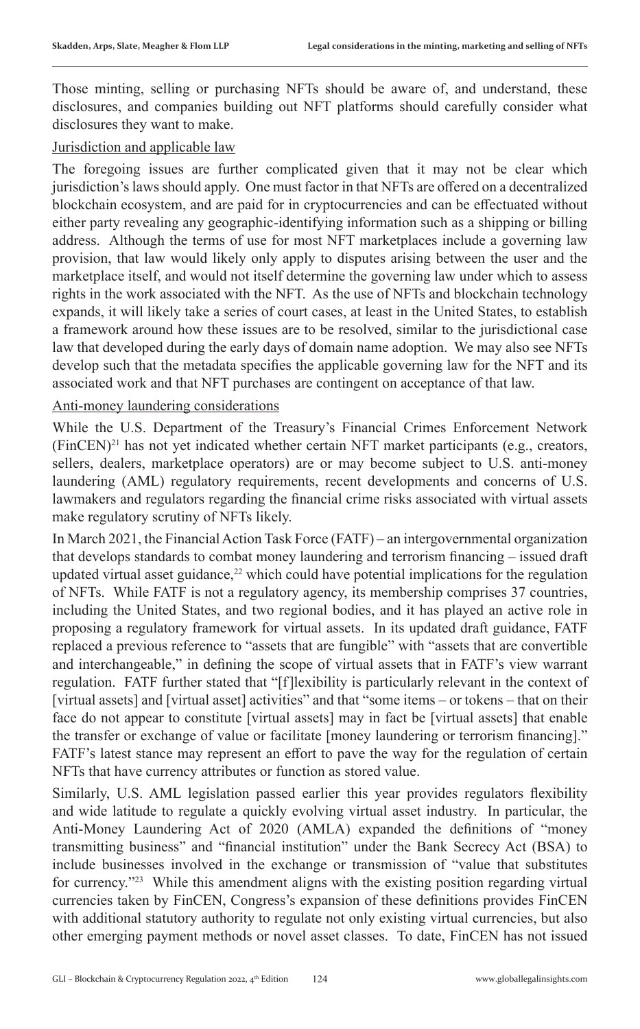Those minting, selling or purchasing NFTs should be aware of, and understand, these disclosures, and companies building out NFT platforms should carefully consider what disclosures they want to make.

## Jurisdiction and applicable law

The foregoing issues are further complicated given that it may not be clear which jurisdiction's laws should apply. One must factor in that NFTs are offered on a decentralized blockchain ecosystem, and are paid for in cryptocurrencies and can be effectuated without either party revealing any geographic-identifying information such as a shipping or billing address. Although the terms of use for most NFT marketplaces include a governing law provision, that law would likely only apply to disputes arising between the user and the marketplace itself, and would not itself determine the governing law under which to assess rights in the work associated with the NFT. As the use of NFTs and blockchain technology expands, it will likely take a series of court cases, at least in the United States, to establish a framework around how these issues are to be resolved, similar to the jurisdictional case law that developed during the early days of domain name adoption. We may also see NFTs develop such that the metadata specifies the applicable governing law for the NFT and its associated work and that NFT purchases are contingent on acceptance of that law.

## Anti-money laundering considerations

While the U.S. Department of the Treasury's Financial Crimes Enforcement Network (FinCEN)[21] has not yet indicated whether certain NFT market participants (e.g., creators, sellers, dealers, marketplace operators) are or may become subject to U.S. anti-money laundering (AML) regulatory requirements, recent developments and concerns of U.S. lawmakers and regulators regarding the financial crime risks associated with virtual assets make regulatory scrutiny of NFTs likely.

In March 2021, the Financial Action Task Force (FATF) – an intergovernmental organization that develops standards to combat money laundering and terrorism financing – issued draft updated virtual asset guidance,[22] which could have potential implications for the regulation of NFTs. While FATF is not a regulatory agency, its membership comprises 37 countries, including the United States, and two regional bodies, and it has played an active role in proposing a regulatory framework for virtual assets. In its updated draft guidance, FATF replaced a previous reference to "assets that are fungible" with "assets that are convertible and interchangeable," in defining the scope of virtual assets that in FATF's view warrant regulation. FATF further stated that "[f]lexibility is particularly relevant in the context of [virtual assets] and [virtual asset] activities" and that "some items – or tokens – that on their face do not appear to constitute [virtual assets] may in fact be [virtual assets] that enable the transfer or exchange of value or facilitate [money laundering or terrorism financing]." FATF's latest stance may represent an effort to pave the way for the regulation of certain NFTs that have currency attributes or function as stored value.

Similarly, U.S. AML legislation passed earlier this year provides regulators flexibility and wide latitude to regulate a quickly evolving virtual asset industry. In particular, the Anti-Money Laundering Act of 2020 (AMLA) expanded the definitions of "money transmitting business" and "financial institution" under the Bank Secrecy Act (BSA) to include businesses involved in the exchange or transmission of "value that substitutes for currency."[23] While this amendment aligns with the existing position regarding virtual currencies taken by FinCEN, Congress's expansion of these definitions provides FinCEN with additional statutory authority to regulate not only existing virtual currencies, but also other emerging payment methods or novel asset classes. To date, FinCEN has not issued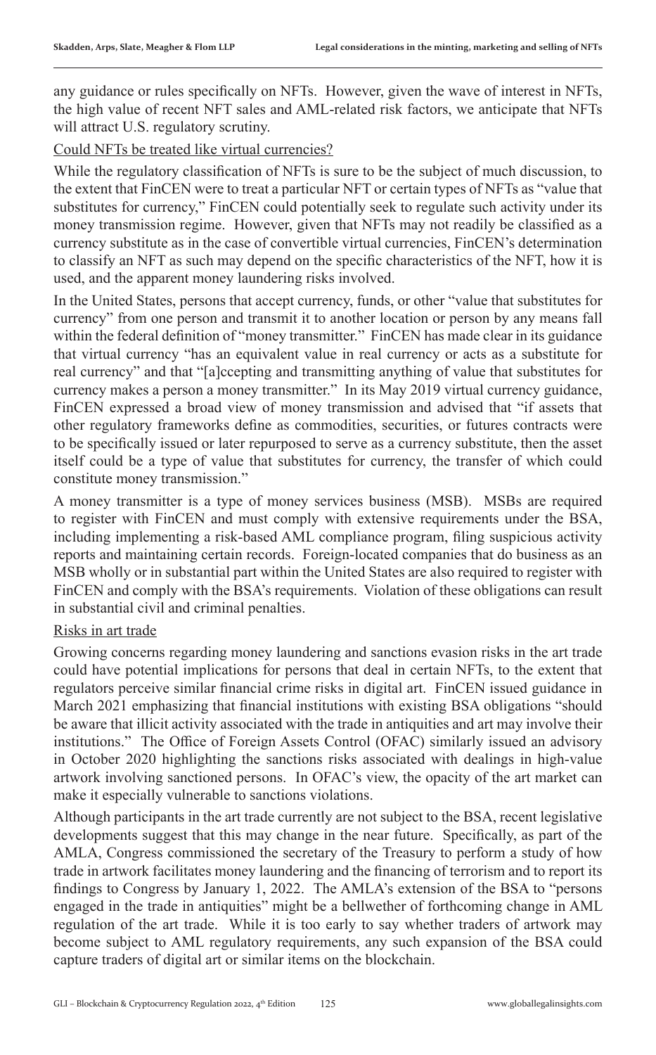any guidance or rules specifically on NFTs. However, given the wave of interest in NFTs, the high value of recent NFT sales and AML-related risk factors, we anticipate that NFTs will attract U.S. regulatory scrutiny.

Could NFTs be treated like virtual currencies?

While the regulatory classification of NFTs is sure to be the subject of much discussion, to the extent that FinCEN were to treat a particular NFT or certain types of NFTs as "value that substitutes for currency," FinCEN could potentially seek to regulate such activity under its money transmission regime. However, given that NFTs may not readily be classified as a currency substitute as in the case of convertible virtual currencies, FinCEN's determination to classify an NFT as such may depend on the specific characteristics of the NFT, how it is used, and the apparent money laundering risks involved.

In the United States, persons that accept currency, funds, or other "value that substitutes for currency" from one person and transmit it to another location or person by any means fall within the federal definition of "money transmitter." FinCEN has made clear in its guidance that virtual currency "has an equivalent value in real currency or acts as a substitute for real currency" and that "[a]ccepting and transmitting anything of value that substitutes for currency makes a person a money transmitter." In its May 2019 virtual currency guidance, FinCEN expressed a broad view of money transmission and advised that "if assets that other regulatory frameworks define as commodities, securities, or futures contracts were to be specifically issued or later repurposed to serve as a currency substitute, then the asset itself could be a type of value that substitutes for currency, the transfer of which could constitute money transmission."

A money transmitter is a type of money services business (MSB). MSBs are required to register with FinCEN and must comply with extensive requirements under the BSA, including implementing a risk-based AML compliance program, filing suspicious activity reports and maintaining certain records. Foreign-located companies that do business as an MSB wholly or in substantial part within the United States are also required to register with FinCEN and comply with the BSA's requirements. Violation of these obligations can result in substantial civil and criminal penalties.

Risks in art trade

Growing concerns regarding money laundering and sanctions evasion risks in the art trade could have potential implications for persons that deal in certain NFTs, to the extent that regulators perceive similar financial crime risks in digital art. FinCEN issued guidance in March 2021 emphasizing that financial institutions with existing BSA obligations "should be aware that illicit activity associated with the trade in antiquities and art may involve their institutions." The Office of Foreign Assets Control (OFAC) similarly issued an advisory in October 2020 highlighting the sanctions risks associated with dealings in high-value artwork involving sanctioned persons. In OFAC's view, the opacity of the art market can make it especially vulnerable to sanctions violations.

Although participants in the art trade currently are not subject to the BSA, recent legislative developments suggest that this may change in the near future. Specifically, as part of the AMLA, Congress commissioned the secretary of the Treasury to perform a study of how trade in artwork facilitates money laundering and the financing of terrorism and to report its findings to Congress by January 1, 2022. The AMLA's extension of the BSA to "persons engaged in the trade in antiquities" might be a bellwether of forthcoming change in AML regulation of the art trade. While it is too early to say whether traders of artwork may become subject to AML regulatory requirements, any such expansion of the BSA could capture traders of digital art or similar items on the blockchain.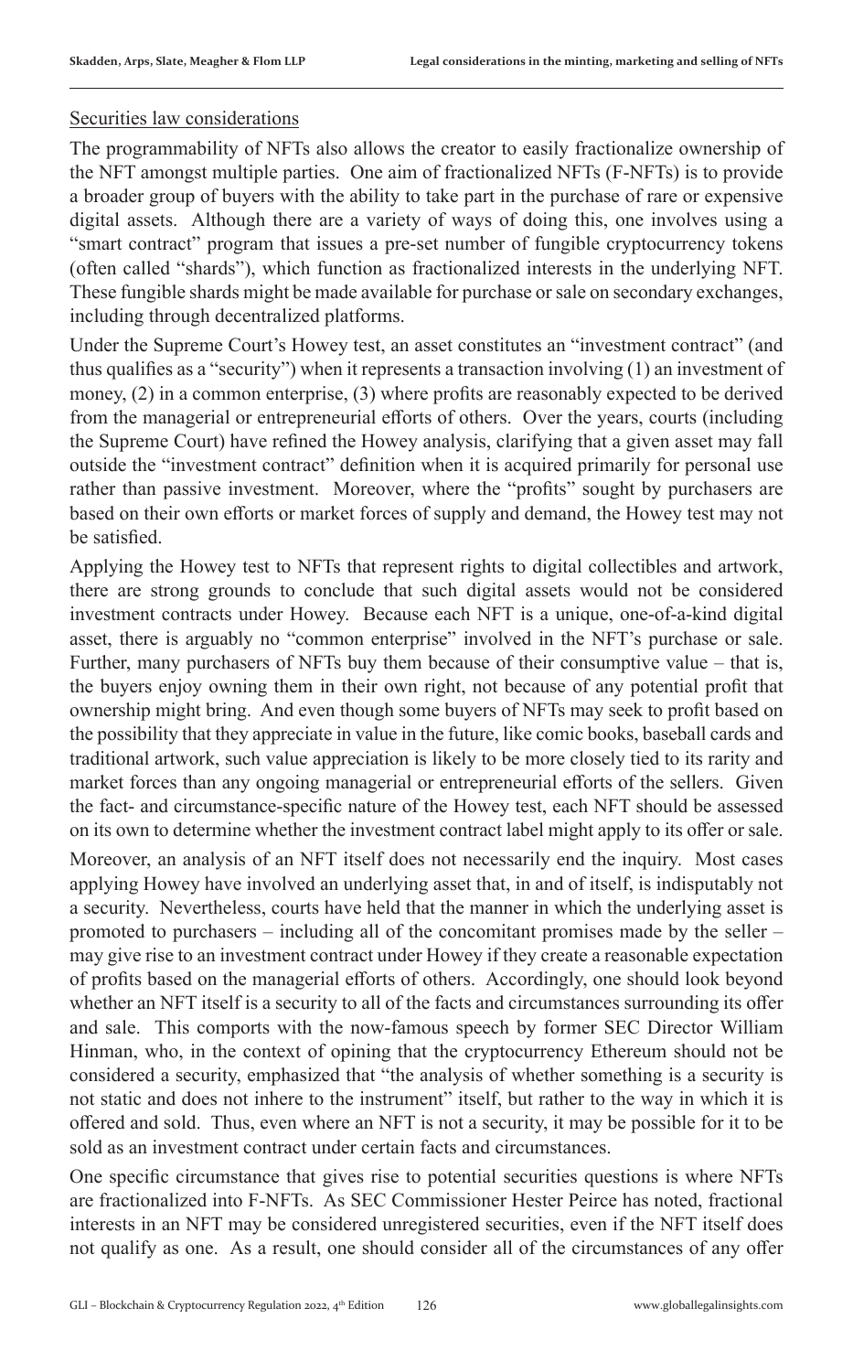Securities law considerations

The programmability of NFTs also allows the creator to easily fractionalize ownership of the NFT amongst multiple parties. One aim of fractionalized NFTs (F-NFTs) is to provide a broader group of buyers with the ability to take part in the purchase of rare or expensive digital assets. Although there are a variety of ways of doing this, one involves using a "smart contract" program that issues a pre-set number of fungible cryptocurrency tokens (often called "shards"), which function as fractionalized interests in the underlying NFT. These fungible shards might be made available for purchase or sale on secondary exchanges, including through decentralized platforms.

Under the Supreme Court's Howey test, an asset constitutes an "investment contract" (and thus qualifies as a "security") when it represents a transaction involving (1) an investment of money, (2) in a common enterprise, (3) where profits are reasonably expected to be derived from the managerial or entrepreneurial efforts of others. Over the years, courts (including the Supreme Court) have refined the Howey analysis, clarifying that a given asset may fall outside the "investment contract" definition when it is acquired primarily for personal use rather than passive investment. Moreover, where the "profits" sought by purchasers are based on their own efforts or market forces of supply and demand, the Howey test may not be satisfied.

Applying the Howey test to NFTs that represent rights to digital collectibles and artwork, there are strong grounds to conclude that such digital assets would not be considered investment contracts under Howey. Because each NFT is a unique, one-of-a-kind digital asset, there is arguably no "common enterprise" involved in the NFT's purchase or sale. Further, many purchasers of NFTs buy them because of their consumptive value – that is, the buyers enjoy owning them in their own right, not because of any potential profit that ownership might bring. And even though some buyers of NFTs may seek to profit based on the possibility that they appreciate in value in the future, like comic books, baseball cards and traditional artwork, such value appreciation is likely to be more closely tied to its rarity and market forces than any ongoing managerial or entrepreneurial efforts of the sellers. Given the fact- and circumstance-specific nature of the Howey test, each NFT should be assessed on its own to determine whether the investment contract label might apply to its offer or sale.

Moreover, an analysis of an NFT itself does not necessarily end the inquiry. Most cases applying Howey have involved an underlying asset that, in and of itself, is indisputably not a security. Nevertheless, courts have held that the manner in which the underlying asset is promoted to purchasers – including all of the concomitant promises made by the seller – may give rise to an investment contract under Howey if they create a reasonable expectation of profits based on the managerial efforts of others. Accordingly, one should look beyond whether an NFT itself is a security to all of the facts and circumstances surrounding its offer and sale. This comports with the now-famous speech by former SEC Director William Hinman, who, in the context of opining that the cryptocurrency Ethereum should not be considered a security, emphasized that "the analysis of whether something is a security is not static and does not inhere to the instrument" itself, but rather to the way in which it is offered and sold. Thus, even where an NFT is not a security, it may be possible for it to be sold as an investment contract under certain facts and circumstances.

One specific circumstance that gives rise to potential securities questions is where NFTs are fractionalized into F-NFTs. As SEC Commissioner Hester Peirce has noted, fractional interests in an NFT may be considered unregistered securities, even if the NFT itself does not qualify as one. As a result, one should consider all of the circumstances of any offer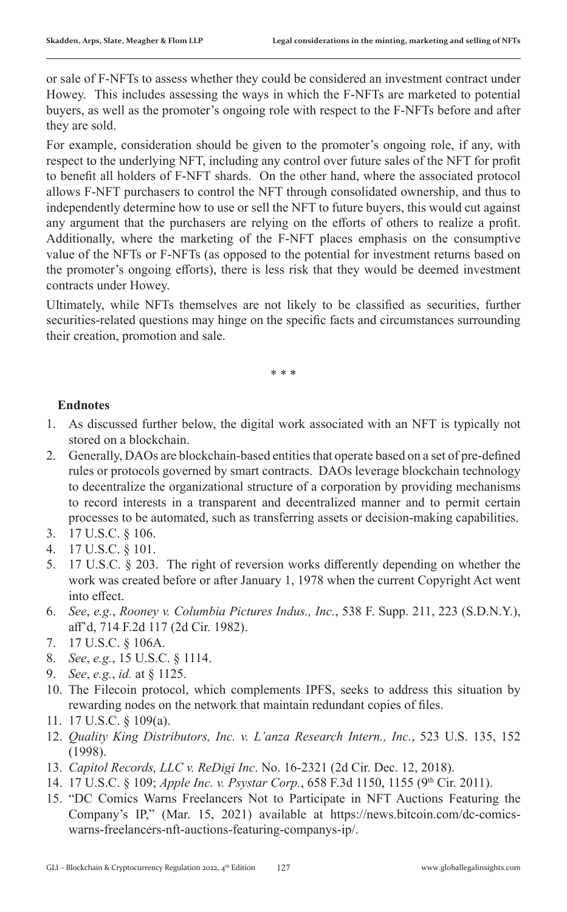or sale of F-NFTs to assess whether they could be considered an investment contract under Howey. This includes assessing the ways in which the F-NFTs are marketed to potential buyers, as well as the promoter's ongoing role with respect to the F-NFTs before and after they are sold.

For example, consideration should be given to the promoter's ongoing role, if any, with respect to the underlying NFT, including any control over future sales of the NFT for profit to benefit all holders of F-NFT shards. On the other hand, where the associated protocol allows F-NFT purchasers to control the NFT through consolidated ownership, and thus to independently determine how to use or sell the NFT to future buyers, this would cut against any argument that the purchasers are relying on the efforts of others to realize a profit. Additionally, where the marketing of the F-NFT places emphasis on the consumptive value of the NFTs or F-NFTs (as opposed to the potential for investment returns based on the promoter's ongoing efforts), there is less risk that they would be deemed investment contracts under Howey.

Ultimately, while NFTs themselves are not likely to be classified as securities, further securities-related questions may hinge on the specific facts and circumstances surrounding their creation, promotion and sale.

\* \* \*

### Endnotes

1. As discussed further below, the digital work associated with an NFT is typically not stored on a blockchain.
2. Generally, DAOs are blockchain-based entities that operate based on a set of pre-defined rules or protocols governed by smart contracts. DAOs leverage blockchain technology to decentralize the organizational structure of a corporation by providing mechanisms to record interests in a transparent and decentralized manner and to permit certain processes to be automated, such as transferring assets or decision-making capabilities.
3. 17 U.S.C. § 106.
4. 17 U.S.C. § 101.
5. 17 U.S.C. § 203. The right of reversion works differently depending on whether the work was created before or after January 1, 1978 when the current Copyright Act went into effect.
6. *See*, *e.g.*, *Rooney v. Columbia Pictures Indus., Inc.*, 538 F. Supp. 211, 223 (S.D.N.Y.), aff'd, 714 F.2d 117 (2d Cir. 1982).
7. 17 U.S.C. § 106A.
8. *See*, *e.g.*, 15 U.S.C. § 1114.
9. *See*, *e.g.*, *id.* at § 1125.
10. The Filecoin protocol, which complements IPFS, seeks to address this situation by rewarding nodes on the network that maintain redundant copies of files.
11. 17 U.S.C. § 109(a).
12. *Quality King Distributors, Inc. v. L'anza Research Intern., Inc.*, 523 U.S. 135, 152 (1998).
13. *Capitol Records, LLC v. ReDigi Inc*. No. 16-2321 (2d Cir. Dec. 12, 2018).
14. 17 U.S.C. § 109; *Apple Inc. v. Psystar Corp.*, 658 F.3d 1150, 1155 (9th Cir. 2011).
15. "DC Comics Warns Freelancers Not to Participate in NFT Auctions Featuring the Company's IP," (Mar. 15, 2021) available at https://news.bitcoin.com/dc-comics-warns-freelancers-nft-auctions-featuring-companys-ip/.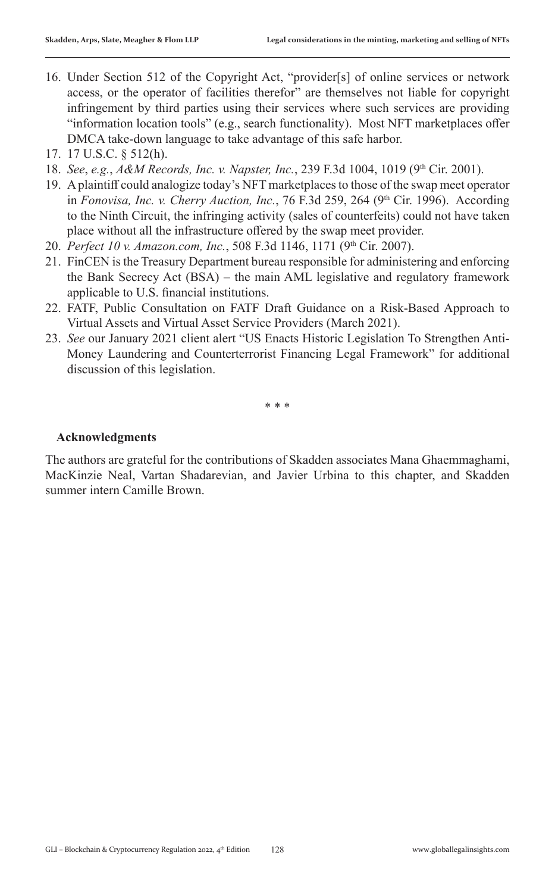16. Under Section 512 of the Copyright Act, "provider[s] of online services or network access, or the operator of facilities therefor" are themselves not liable for copyright infringement by third parties using their services where such services are providing "information location tools" (e.g., search functionality). Most NFT marketplaces offer DMCA take-down language to take advantage of this safe harbor.
17. 17 U.S.C. § 512(h).
18. *See*, *e.g.*, *A&M Records, Inc. v. Napster, Inc.*, 239 F.3d 1004, 1019 (9th Cir. 2001).
19. A plaintiff could analogize today's NFT marketplaces to those of the swap meet operator in *Fonovisa, Inc. v. Cherry Auction, Inc.*, 76 F.3d 259, 264 (9th Cir. 1996). According to the Ninth Circuit, the infringing activity (sales of counterfeits) could not have taken place without all the infrastructure offered by the swap meet provider.
20. *Perfect 10 v. Amazon.com, Inc.*, 508 F.3d 1146, 1171 (9th Cir. 2007).
21. FinCEN is the Treasury Department bureau responsible for administering and enforcing the Bank Secrecy Act (BSA) – the main AML legislative and regulatory framework applicable to U.S. financial institutions.
22. FATF, Public Consultation on FATF Draft Guidance on a Risk-Based Approach to Virtual Assets and Virtual Asset Service Providers (March 2021).
23. *See* our January 2021 client alert "US Enacts Historic Legislation To Strengthen Anti-Money Laundering and Counterterrorist Financing Legal Framework" for additional discussion of this legislation.

\* \* \*

**Acknowledgments**

The authors are grateful for the contributions of Skadden associates Mana Ghaemmaghami, MacKinzie Neal, Vartan Shadarevian, and Javier Urbina to this chapter, and Skadden summer intern Camille Brown.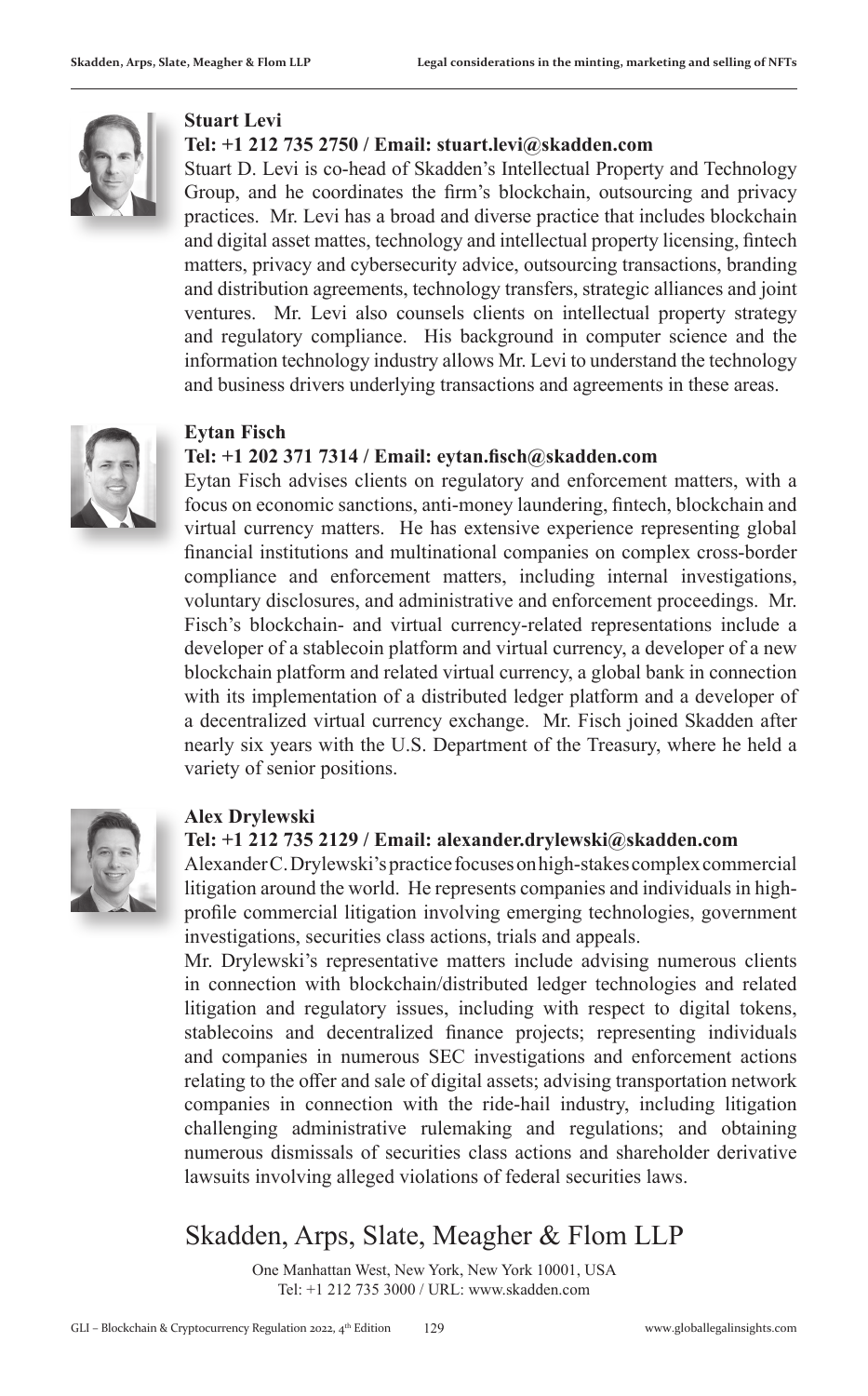**Stuart Levi**

**Tel: +1 212 735 2750 / Email: stuart.levi@skadden.com**

Stuart D. Levi is co-head of Skadden's Intellectual Property and Technology Group, and he coordinates the firm's blockchain, outsourcing and privacy practices. Mr. Levi has a broad and diverse practice that includes blockchain and digital asset mattes, technology and intellectual property licensing, fintech matters, privacy and cybersecurity advice, outsourcing transactions, branding and distribution agreements, technology transfers, strategic alliances and joint ventures. Mr. Levi also counsels clients on intellectual property strategy and regulatory compliance. His background in computer science and the information technology industry allows Mr. Levi to understand the technology and business drivers underlying transactions and agreements in these areas.

**Eytan Fisch**

**Tel: +1 202 371 7314 / Email: eytan.fisch@skadden.com**

Eytan Fisch advises clients on regulatory and enforcement matters, with a focus on economic sanctions, anti-money laundering, fintech, blockchain and virtual currency matters. He has extensive experience representing global financial institutions and multinational companies on complex cross-border compliance and enforcement matters, including internal investigations, voluntary disclosures, and administrative and enforcement proceedings. Mr. Fisch's blockchain- and virtual currency-related representations include a developer of a stablecoin platform and virtual currency, a developer of a new blockchain platform and related virtual currency, a global bank in connection with its implementation of a distributed ledger platform and a developer of a decentralized virtual currency exchange. Mr. Fisch joined Skadden after nearly six years with the U.S. Department of the Treasury, where he held a variety of senior positions.

**Alex Drylewski**

**Tel: +1 212 735 2129 / Email: alexander.drylewski@skadden.com**

Alexander C. Drylewski's practice focuses on high-stakes complex commercial litigation around the world. He represents companies and individuals in high-profile commercial litigation involving emerging technologies, government investigations, securities class actions, trials and appeals.

Mr. Drylewski's representative matters include advising numerous clients in connection with blockchain/distributed ledger technologies and related litigation and regulatory issues, including with respect to digital tokens, stablecoins and decentralized finance projects; representing individuals and companies in numerous SEC investigations and enforcement actions relating to the offer and sale of digital assets; advising transportation network companies in connection with the ride-hail industry, including litigation challenging administrative rulemaking and regulations; and obtaining numerous dismissals of securities class actions and shareholder derivative lawsuits involving alleged violations of federal securities laws.

## Skadden, Arps, Slate, Meagher & Flom LLP

One Manhattan West, New York, New York 10001, USA
Tel: +1 212 735 3000 / URL: www.skadden.com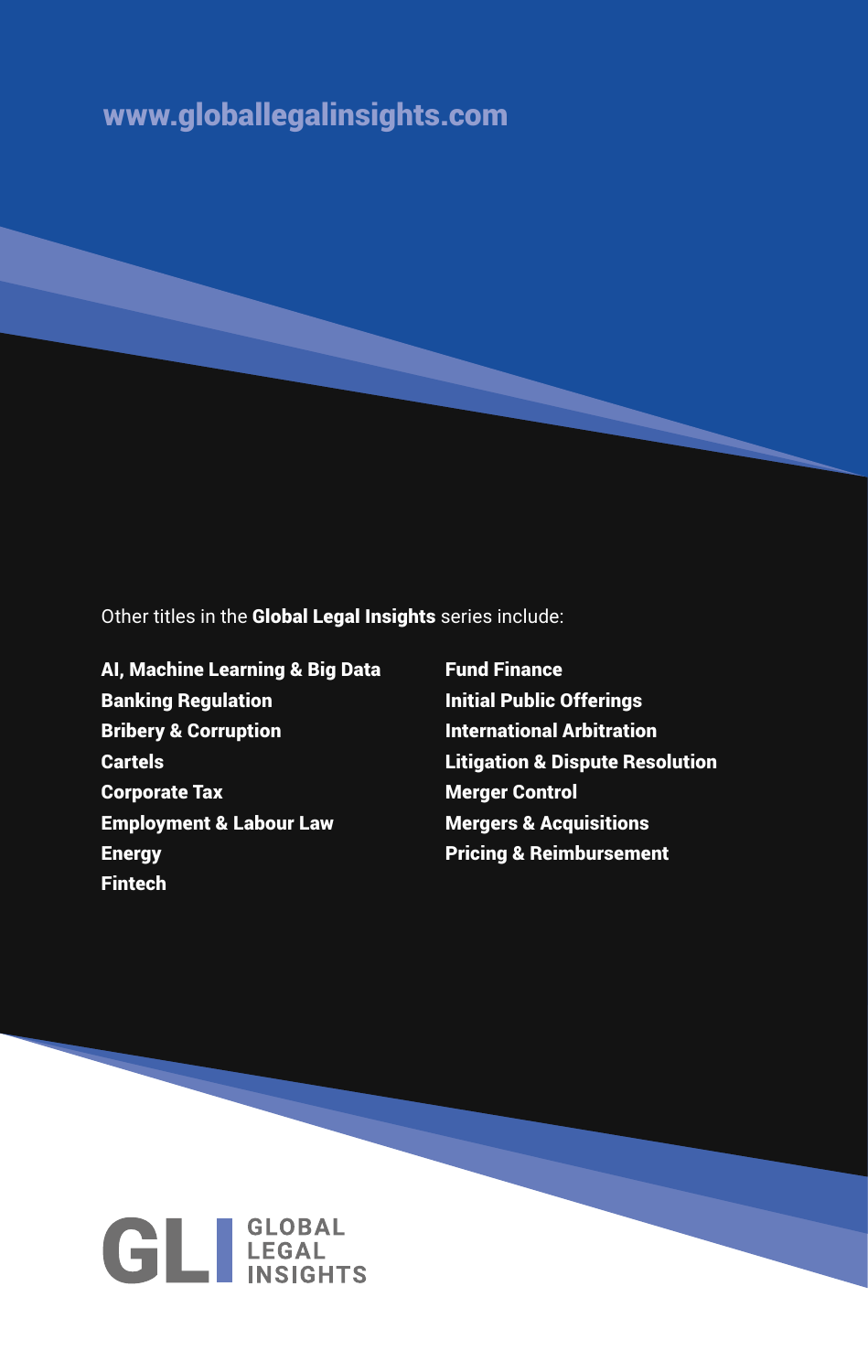www.globallegalinsights.com

Other titles in the **Global Legal Insights** series include:

**AI, Machine Learning & Big Data**
**Banking Regulation**
**Bribery & Corruption**
**Cartels**
**Corporate Tax**
**Employment & Labour Law**
**Energy**
**Fintech**
**Fund Finance**
**Initial Public Offerings**
**International Arbitration**
**Litigation & Dispute Resolution**
**Merger Control**
**Mergers & Acquisitions**
**Pricing & Reimbursement**

GLI GLOBAL LEGAL INSIGHTS